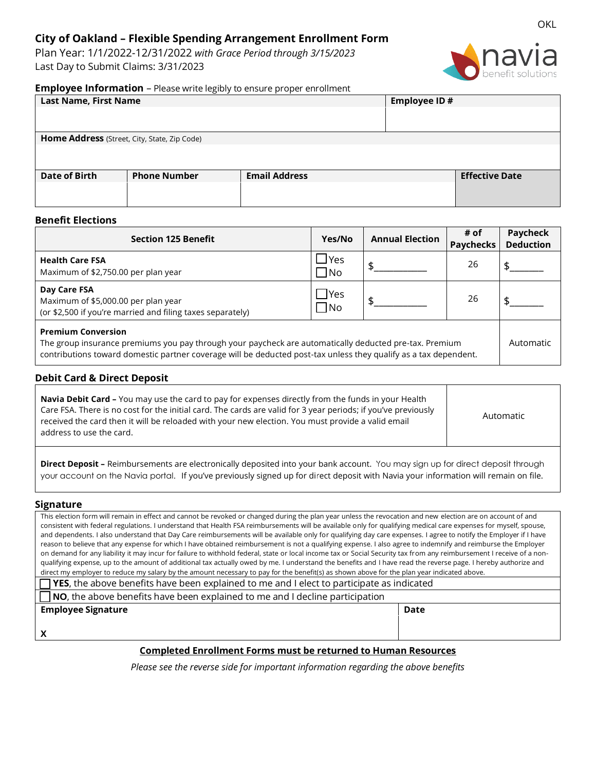OKL

# City of Oakland – Flexible Spending Arrangement Enrollment Form

Plan Year: 1/1/2022-12/31/2022 *with Grace Period through 3/15/2023*
Last Day to Submit Claims: 3/31/2023

navia benefit solutions

## Employee Information – Please write legibly to ensure proper enrollment

| **Last Name, First Name** | | | **Employee ID #** |
|---|---|---|---|
| | | | |
| **Home Address** (Street, City, State, Zip Code) | | | |
| | | | |
| **Date of Birth** | **Phone Number** | **Email Address** | **Effective Date** |
| | | | |

## Benefit Elections

| Section 125 Benefit | Yes/No | Annual Election | # of Paychecks | Paycheck Deduction |
|---|---|---|---|---|
| **Health Care FSA**<br>Maximum of $2,750.00 per plan year | ☐Yes<br>☐No | $___________ | 26 | $_______ |
| **Day Care FSA**<br>Maximum of $5,000.00 per plan year<br>(or $2,500 if you're married and filing taxes separately) | ☐Yes<br>☐No | $___________ | 26 | $_______ |
| **Premium Conversion**<br>The group insurance premiums you pay through your paycheck are automatically deducted pre-tax. Premium contributions toward domestic partner coverage will be deducted post-tax unless they qualify as a tax dependent. | | | | Automatic |

## Debit Card & Direct Deposit

| | |
|---|---|
| **Navia Debit Card –** You may use the card to pay for expenses directly from the funds in your Health Care FSA. There is no cost for the initial card. The cards are valid for 3 year periods; if you've previously received the card then it will be reloaded with your new election. You must provide a valid email address to use the card. | Automatic |
| **Direct Deposit –** Reimbursements are electronically deposited into your bank account. You may sign up for direct deposit through your account on the Navia portal. If you've previously signed up for direct deposit with Navia your information will remain on file. | |

## Signature

This election form will remain in effect and cannot be revoked or changed during the plan year unless the revocation and new election are on account of and consistent with federal regulations. I understand that Health FSA reimbursements will be available only for qualifying medical care expenses for myself, spouse, and dependents. I also understand that Day Care reimbursements will be available only for qualifying day care expenses. I agree to notify the Employer if I have reason to believe that any expense for which I have obtained reimbursement is not a qualifying expense. I also agree to indemnify and reimburse the Employer on demand for any liability it may incur for failure to withhold federal, state or local income tax or Social Security tax from any reimbursement I receive of a non-qualifying expense, up to the amount of additional tax actually owed by me. I understand the benefits and I have read the reverse page. I hereby authorize and direct my employer to reduce my salary by the amount necessary to pay for the benefit(s) as shown above for the plan year indicated above.

☐ **YES**, the above benefits have been explained to me and I elect to participate as indicated

☐ **NO**, the above benefits have been explained to me and I decline participation

| **Employee Signature** | **Date** |
|---|---|
| X | |

**<u>Completed Enrollment Forms must be returned to Human Resources</u>**

*Please see the reverse side for important information regarding the above benefits*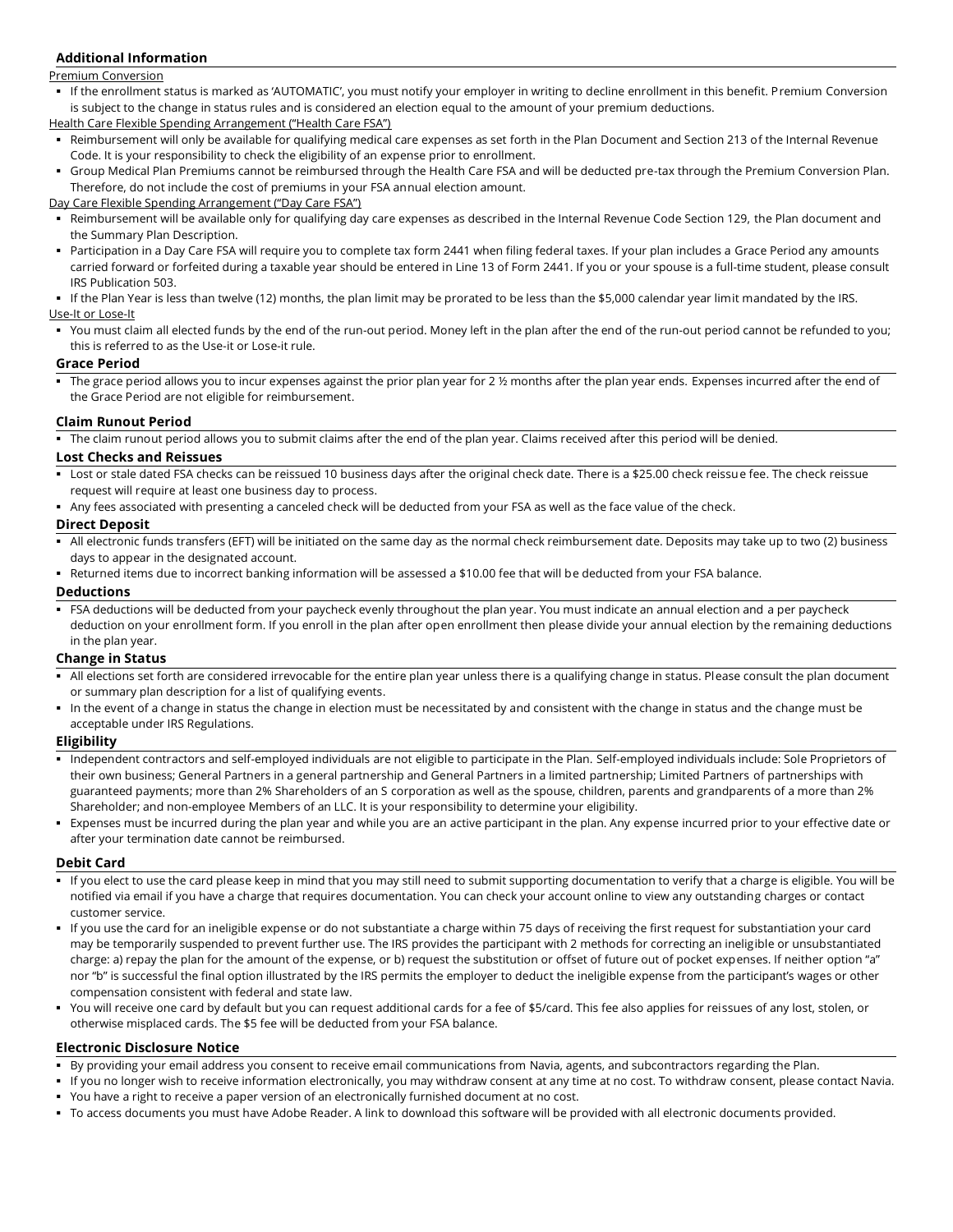## Additional Information

Premium Conversion

- If the enrollment status is marked as 'AUTOMATIC', you must notify your employer in writing to decline enrollment in this benefit. Premium Conversion is subject to the change in status rules and is considered an election equal to the amount of your premium deductions.

Health Care Flexible Spending Arrangement ("Health Care FSA")

- Reimbursement will only be available for qualifying medical care expenses as set forth in the Plan Document and Section 213 of the Internal Revenue Code. It is your responsibility to check the eligibility of an expense prior to enrollment.
- Group Medical Plan Premiums cannot be reimbursed through the Health Care FSA and will be deducted pre-tax through the Premium Conversion Plan. Therefore, do not include the cost of premiums in your FSA annual election amount.

Day Care Flexible Spending Arrangement ("Day Care FSA")

- Reimbursement will be available only for qualifying day care expenses as described in the Internal Revenue Code Section 129, the Plan document and the Summary Plan Description.
- Participation in a Day Care FSA will require you to complete tax form 2441 when filing federal taxes. If your plan includes a Grace Period any amounts carried forward or forfeited during a taxable year should be entered in Line 13 of Form 2441. If you or your spouse is a full-time student, please consult IRS Publication 503.
- If the Plan Year is less than twelve (12) months, the plan limit may be prorated to be less than the $5,000 calendar year limit mandated by the IRS.

Use-It or Lose-It

- You must claim all elected funds by the end of the run-out period. Money left in the plan after the end of the run-out period cannot be refunded to you; this is referred to as the Use-it or Lose-it rule.

### Grace Period

- The grace period allows you to incur expenses against the prior plan year for 2 ½ months after the plan year ends. Expenses incurred after the end of the Grace Period are not eligible for reimbursement.

### Claim Runout Period

- The claim runout period allows you to submit claims after the end of the plan year. Claims received after this period will be denied.

### Lost Checks and Reissues

- Lost or stale dated FSA checks can be reissued 10 business days after the original check date. There is a $25.00 check reissue fee. The check reissue request will require at least one business day to process.
- Any fees associated with presenting a canceled check will be deducted from your FSA as well as the face value of the check.

### Direct Deposit

- All electronic funds transfers (EFT) will be initiated on the same day as the normal check reimbursement date. Deposits may take up to two (2) business days to appear in the designated account.
- Returned items due to incorrect banking information will be assessed a $10.00 fee that will be deducted from your FSA balance.

### Deductions

- FSA deductions will be deducted from your paycheck evenly throughout the plan year. You must indicate an annual election and a per paycheck deduction on your enrollment form. If you enroll in the plan after open enrollment then please divide your annual election by the remaining deductions in the plan year.

### Change in Status

- All elections set forth are considered irrevocable for the entire plan year unless there is a qualifying change in status. Please consult the plan document or summary plan description for a list of qualifying events.
- In the event of a change in status the change in election must be necessitated by and consistent with the change in status and the change must be acceptable under IRS Regulations.

### Eligibility

- Independent contractors and self-employed individuals are not eligible to participate in the Plan. Self-employed individuals include: Sole Proprietors of their own business; General Partners in a general partnership and General Partners in a limited partnership; Limited Partners of partnerships with guaranteed payments; more than 2% Shareholders of an S corporation as well as the spouse, children, parents and grandparents of a more than 2% Shareholder; and non-employee Members of an LLC. It is your responsibility to determine your eligibility.
- Expenses must be incurred during the plan year and while you are an active participant in the plan. Any expense incurred prior to your effective date or after your termination date cannot be reimbursed.

### Debit Card

- If you elect to use the card please keep in mind that you may still need to submit supporting documentation to verify that a charge is eligible. You will be notified via email if you have a charge that requires documentation. You can check your account online to view any outstanding charges or contact customer service.
- If you use the card for an ineligible expense or do not substantiate a charge within 75 days of receiving the first request for substantiation your card may be temporarily suspended to prevent further use. The IRS provides the participant with 2 methods for correcting an ineligible or unsubstantiated charge: a) repay the plan for the amount of the expense, or b) request the substitution or offset of future out of pocket expenses. If neither option "a" nor "b" is successful the final option illustrated by the IRS permits the employer to deduct the ineligible expense from the participant's wages or other compensation consistent with federal and state law.
- You will receive one card by default but you can request additional cards for a fee of $5/card. This fee also applies for reissues of any lost, stolen, or otherwise misplaced cards. The $5 fee will be deducted from your FSA balance.

### Electronic Disclosure Notice

- By providing your email address you consent to receive email communications from Navia, agents, and subcontractors regarding the Plan.
- If you no longer wish to receive information electronically, you may withdraw consent at any time at no cost. To withdraw consent, please contact Navia.
- You have a right to receive a paper version of an electronically furnished document at no cost.
- To access documents you must have Adobe Reader. A link to download this software will be provided with all electronic documents provided.